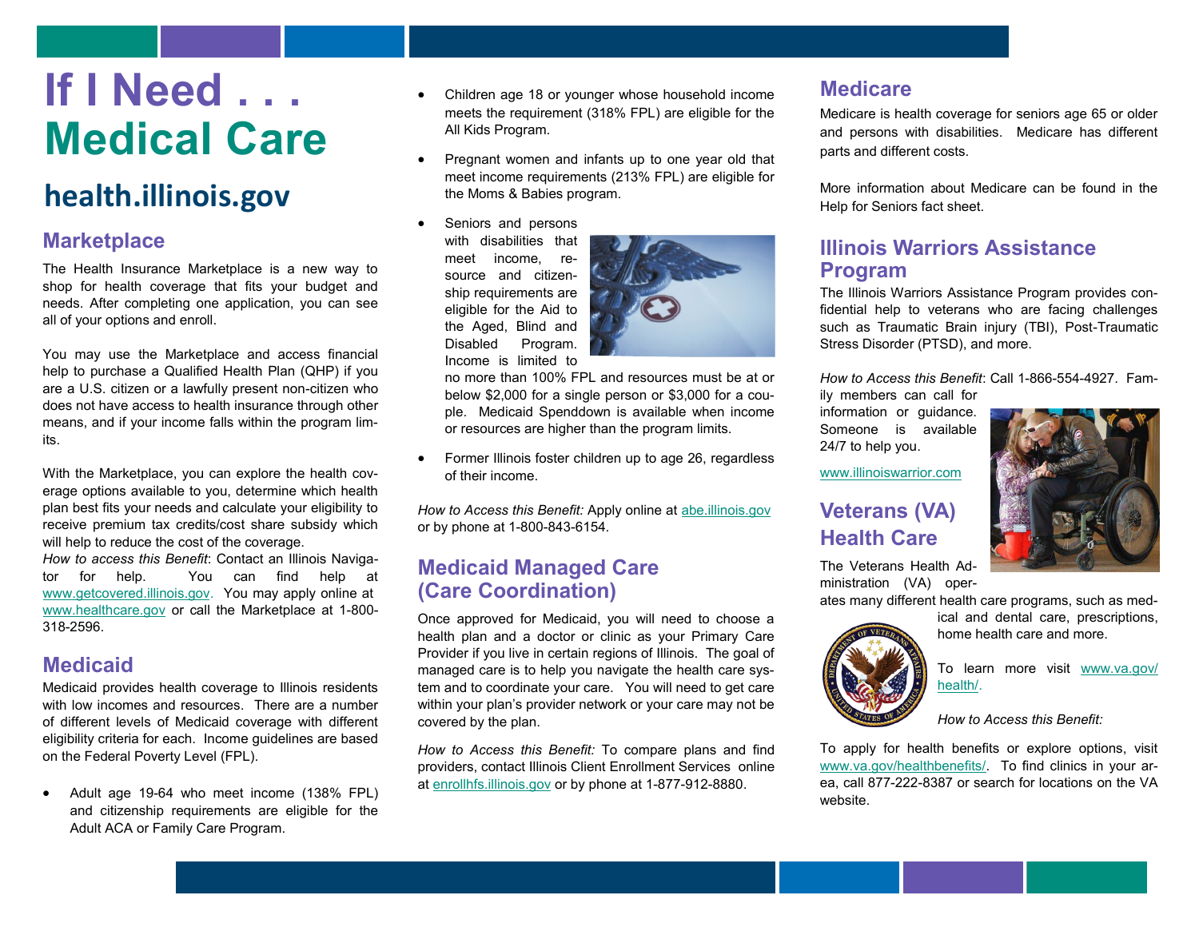# If I Need . . . Medical Care

## health.illinois.gov

### Marketplace

The Health Insurance Marketplace is a new way to shop for health coverage that fits your budget and needs. After completing one application, you can see all of your options and enroll.

You may use the Marketplace and access financial help to purchase a Qualified Health Plan (QHP) if you are a U.S. citizen or a lawfully present non-citizen who does not have access to health insurance through other means, and if your income falls within the program limits.

With the Marketplace, you can explore the health coverage options available to you, determine which health plan best fits your needs and calculate your eligibility to receive premium tax credits/cost share subsidy which will help to reduce the cost of the coverage.

*How to access this Benefit*: Contact an Illinois Navigator for help. You can find help at www.getcovered.illinois.gov. You may apply online at www.healthcare.gov or call the Marketplace at 1-800-318-2596.

### Medicaid

Medicaid provides health coverage to Illinois residents with low incomes and resources. There are a number of different levels of Medicaid coverage with different eligibility criteria for each. Income guidelines are based on the Federal Poverty Level (FPL).

- Adult age 19-64 who meet income (138% FPL) and citizenship requirements are eligible for the Adult ACA or Family Care Program.
- Children age 18 or younger whose household income meets the requirement (318% FPL) are eligible for the All Kids Program.
- Pregnant women and infants up to one year old that meet income requirements (213% FPL) are eligible for the Moms & Babies program.
- Seniors and persons with disabilities that meet income, resource and citizenship requirements are eligible for the Aid to the Aged, Blind and Disabled Program. Income is limited to no more than 100% FPL and resources must be at or below $2,000 for a single person or $3,000 for a couple. Medicaid Spenddown is available when income or resources are higher than the program limits.
- Former Illinois foster children up to age 26, regardless of their income.

*How to Access this Benefit:* Apply online at abe.illinois.gov or by phone at 1-800-843-6154.

### Medicaid Managed Care (Care Coordination)

Once approved for Medicaid, you will need to choose a health plan and a doctor or clinic as your Primary Care Provider if you live in certain regions of Illinois. The goal of managed care is to help you navigate the health care system and to coordinate your care. You will need to get care within your plan's provider network or your care may not be covered by the plan.

*How to Access this Benefit:* To compare plans and find providers, contact Illinois Client Enrollment Services online at enrollhfs.illinois.gov or by phone at 1-877-912-8880.

### Medicare

Medicare is health coverage for seniors age 65 or older and persons with disabilities. Medicare has different parts and different costs.

More information about Medicare can be found in the Help for Seniors fact sheet.

### Illinois Warriors Assistance Program

The Illinois Warriors Assistance Program provides confidential help to veterans who are facing challenges such as Traumatic Brain injury (TBI), Post-Traumatic Stress Disorder (PTSD), and more.

*How to Access this Benefit*: Call 1-866-554-4927. Family members can call for information or guidance. Someone is available 24/7 to help you.

www.illinoiswarrior.com

### Veterans (VA) Health Care

The Veterans Health Administration (VA) operates many different health care programs, such as medical and dental care, prescriptions, home health care and more.

To learn more visit www.va.gov/health/.

*How to Access this Benefit:*

To apply for health benefits or explore options, visit www.va.gov/healthbenefits/. To find clinics in your area, call 877-222-8387 or search for locations on the VA website.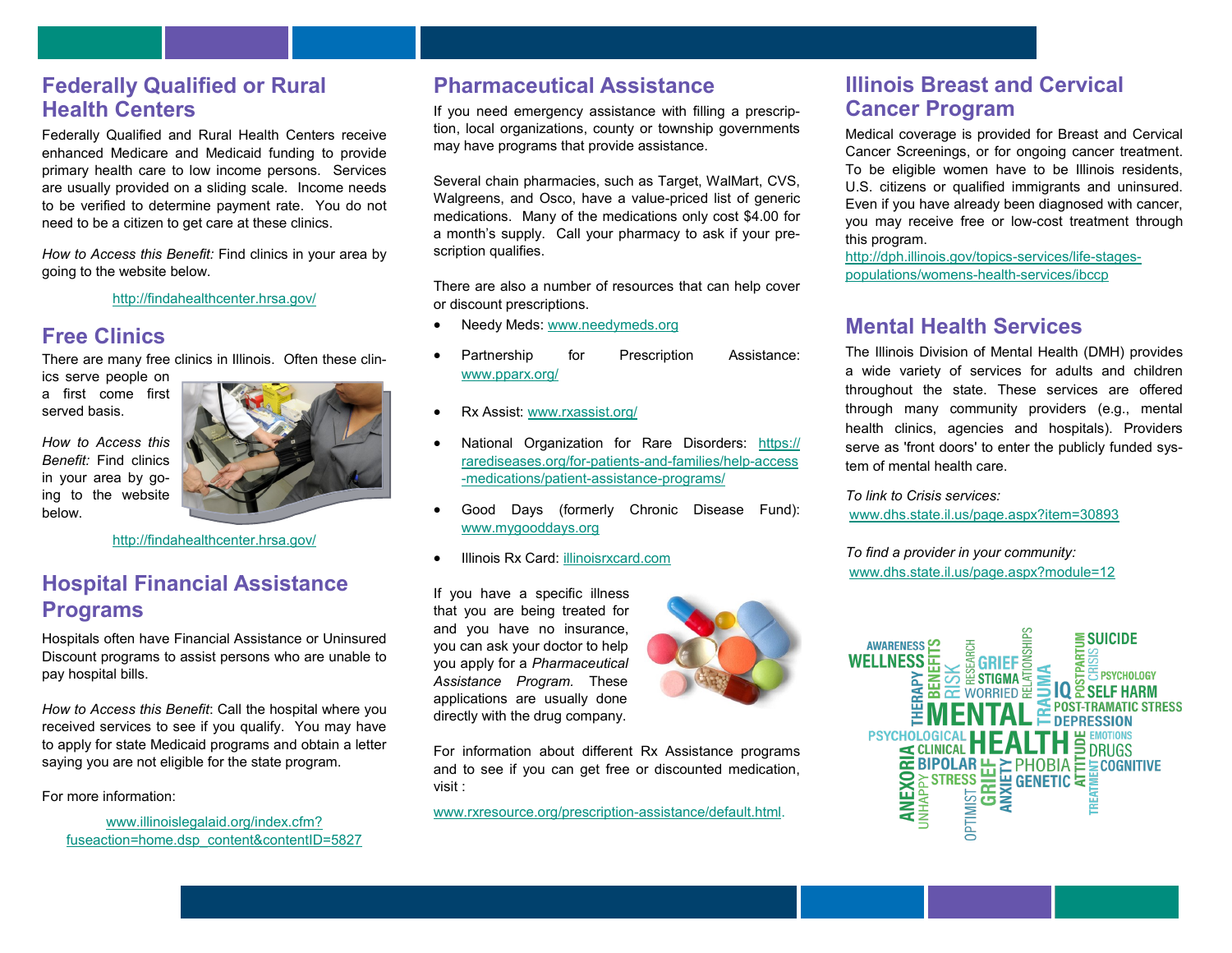## Federally Qualified or Rural Health Centers

Federally Qualified and Rural Health Centers receive enhanced Medicare and Medicaid funding to provide primary health care to low income persons. Services are usually provided on a sliding scale. Income needs to be verified to determine payment rate. You do not need to be a citizen to get care at these clinics.

*How to Access this Benefit:* Find clinics in your area by going to the website below.

http://findahealthcenter.hrsa.gov/

## Free Clinics

There are many free clinics in Illinois. Often these clinics serve people on a first come first served basis.

*How to Access this Benefit:* Find clinics in your area by going to the website below.

http://findahealthcenter.hrsa.gov/

## Hospital Financial Assistance Programs

Hospitals often have Financial Assistance or Uninsured Discount programs to assist persons who are unable to pay hospital bills.

*How to Access this Benefit*: Call the hospital where you received services to see if you qualify. You may have to apply for state Medicaid programs and obtain a letter saying you are not eligible for the state program.

For more information:

www.illinoislegalaid.org/index.cfm?fuseaction=home.dsp_content&contentID=5827

## Pharmaceutical Assistance

If you need emergency assistance with filling a prescription, local organizations, county or township governments may have programs that provide assistance.

Several chain pharmacies, such as Target, WalMart, CVS, Walgreens, and Osco, have a value-priced list of generic medications. Many of the medications only cost $4.00 for a month's supply. Call your pharmacy to ask if your prescription qualifies.

There are also a number of resources that can help cover or discount prescriptions.

- Needy Meds: www.needymeds.org
- Partnership for Prescription Assistance: www.pparx.org/
- Rx Assist: www.rxassist.org/
- National Organization for Rare Disorders: https://rarediseases.org/for-patients-and-families/help-access-medications/patient-assistance-programs/
- Good Days (formerly Chronic Disease Fund): www.mygooddays.org
- Illinois Rx Card: illinoisrxcard.com

If you have a specific illness that you are being treated for and you have no insurance, you can ask your doctor to help you apply for a *Pharmaceutical Assistance Program.* These applications are usually done directly with the drug company.

For information about different Rx Assistance programs and to see if you can get free or discounted medication, visit :

www.rxresource.org/prescription-assistance/default.html.

## Illinois Breast and Cervical Cancer Program

Medical coverage is provided for Breast and Cervical Cancer Screenings, or for ongoing cancer treatment. To be eligible women have to be Illinois residents, U.S. citizens or qualified immigrants and uninsured. Even if you have already been diagnosed with cancer, you may receive free or low-cost treatment through this program.

http://dph.illinois.gov/topics-services/life-stages-populations/womens-health-services/ibccp

## Mental Health Services

The Illinois Division of Mental Health (DMH) provides a wide variety of services for adults and children throughout the state. These services are offered through many community providers (e.g., mental health clinics, agencies and hospitals). Providers serve as 'front doors' to enter the publicly funded system of mental health care.

*To link to Crisis services:*

www.dhs.state.il.us/page.aspx?item=30893

*To find a provider in your community:*

www.dhs.state.il.us/page.aspx?module=12